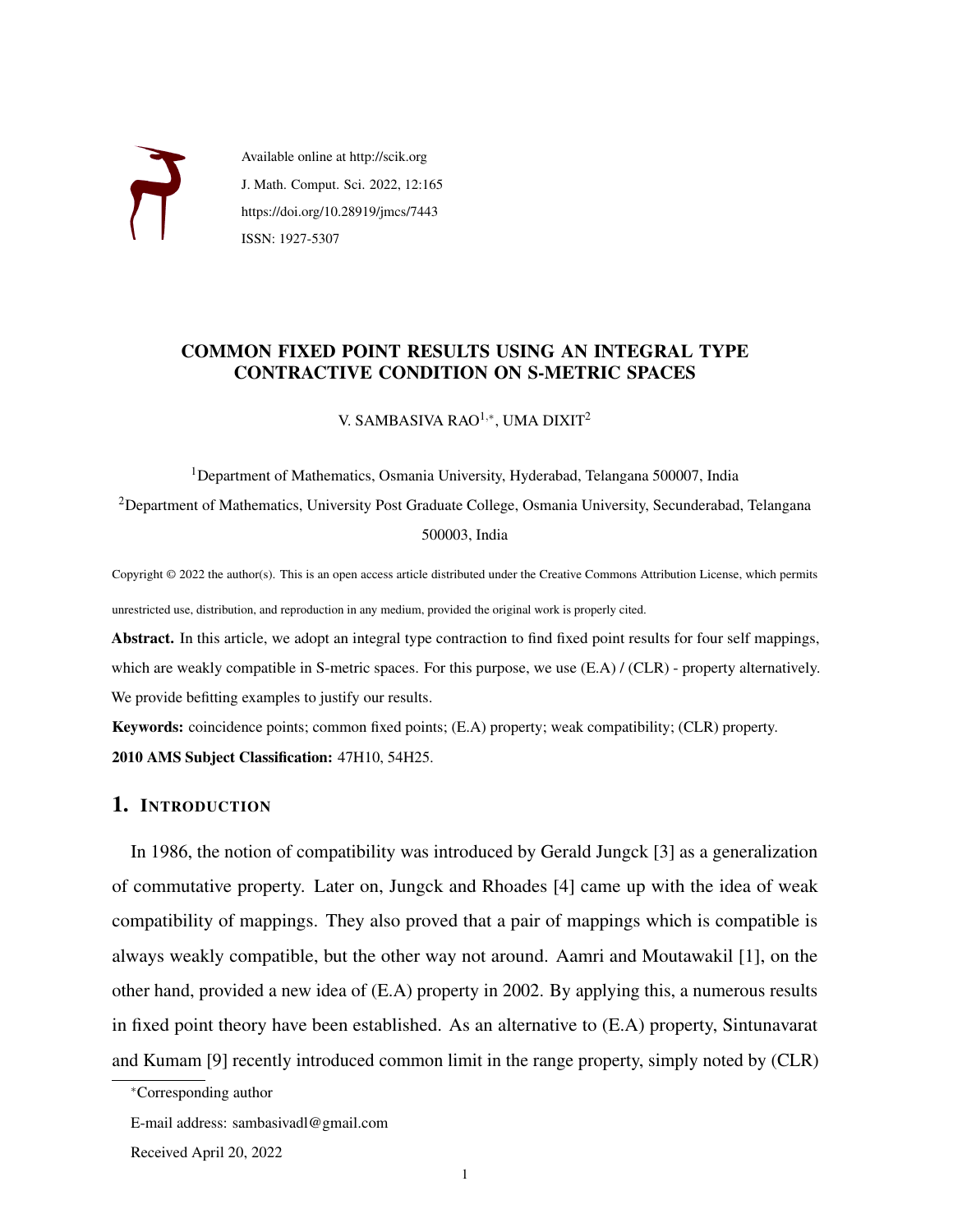Available online at http://scik.org
J. Math. Comput. Sci. 2022, 12:165
https://doi.org/10.28919/jmcs/7443
ISSN: 1927-5307

# COMMON FIXED POINT RESULTS USING AN INTEGRAL TYPE CONTRACTIVE CONDITION ON S-METRIC SPACES

V. SAMBASIVA RAO[1,*], UMA DIXIT[2]

[1]Department of Mathematics, Osmania University, Hyderabad, Telangana 500007, India

[2]Department of Mathematics, University Post Graduate College, Osmania University, Secunderabad, Telangana 500003, India

Copyright © 2022 the author(s). This is an open access article distributed under the Creative Commons Attribution License, which permits unrestricted use, distribution, and reproduction in any medium, provided the original work is properly cited.

**Abstract.** In this article, we adopt an integral type contraction to find fixed point results for four self mappings, which are weakly compatible in S-metric spaces. For this purpose, we use (E.A) / (CLR) - property alternatively. We provide befitting examples to justify our results.

**Keywords:** coincidence points; common fixed points; (E.A) property; weak compatibility; (CLR) property.

**2010 AMS Subject Classification:** 47H10, 54H25.

## 1. Introduction

In 1986, the notion of compatibility was introduced by Gerald Jungck [3] as a generalization of commutative property. Later on, Jungck and Rhoades [4] came up with the idea of weak compatibility of mappings. They also proved that a pair of mappings which is compatible is always weakly compatible, but the other way not around. Aamri and Moutawakil [1], on the other hand, provided a new idea of (E.A) property in 2002. By applying this, a numerous results in fixed point theory have been established. As an alternative to (E.A) property, Sintunavarat and Kumam [9] recently introduced common limit in the range property, simply noted by (CLR)

*Corresponding author

E-mail address: sambasivadl@gmail.com

Received April 20, 2022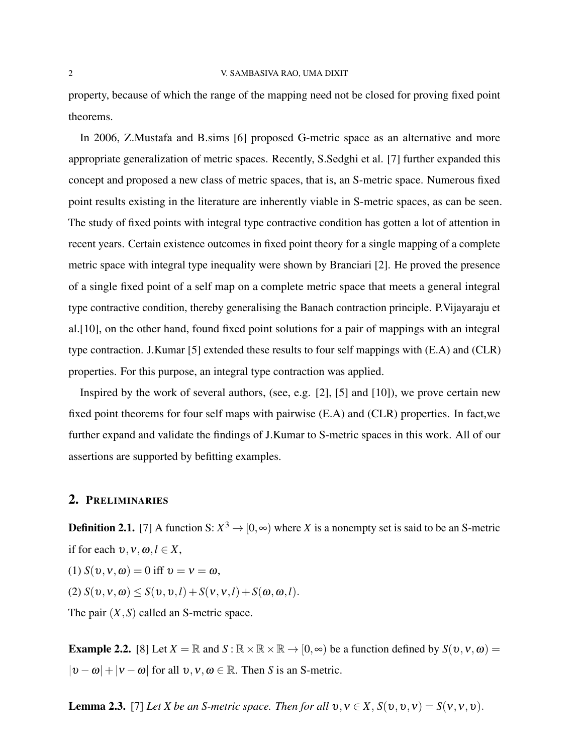property, because of which the range of the mapping need not be closed for proving fixed point theorems.

In 2006, Z.Mustafa and B.sims [6] proposed G-metric space as an alternative and more appropriate generalization of metric spaces. Recently, S.Sedghi et al. [7] further expanded this concept and proposed a new class of metric spaces, that is, an S-metric space. Numerous fixed point results existing in the literature are inherently viable in S-metric spaces, as can be seen. The study of fixed points with integral type contractive condition has gotten a lot of attention in recent years. Certain existence outcomes in fixed point theory for a single mapping of a complete metric space with integral type inequality were shown by Branciari [2]. He proved the presence of a single fixed point of a self map on a complete metric space that meets a general integral type contractive condition, thereby generalising the Banach contraction principle. P.Vijayaraju et al.[10], on the other hand, found fixed point solutions for a pair of mappings with an integral type contraction. J.Kumar [5] extended these results to four self mappings with (E.A) and (CLR) properties. For this purpose, an integral type contraction was applied.

Inspired by the work of several authors, (see, e.g. [2], [5] and [10]), we prove certain new fixed point theorems for four self maps with pairwise (E.A) and (CLR) properties. In fact,we further expand and validate the findings of J.Kumar to S-metric spaces in this work. All of our assertions are supported by befitting examples.

## 2. Preliminaries

**Definition 2.1.** [7] A function S: $X^3 \to [0,\infty)$ where $X$ is a nonempty set is said to be an S-metric if for each $\upsilon, \nu, \omega, l \in X$,

(1) $S(\upsilon,\nu,\omega) = 0$ iff $\upsilon = \nu = \omega$,

(2) $S(\upsilon,\nu,\omega) \leq S(\upsilon,\upsilon,l) + S(\nu,\nu,l) + S(\omega,\omega,l)$.

The pair $(X,S)$ called an S-metric space.

**Example 2.2.** [8] Let $X = \mathbb{R}$ and $S : \mathbb{R}\times\mathbb{R}\times\mathbb{R} \to [0,\infty)$ be a function defined by $S(\upsilon,\nu,\omega) = |\upsilon-\omega| + |\nu-\omega|$ for all $\upsilon,\nu,\omega \in \mathbb{R}$. Then $S$ is an S-metric.

**Lemma 2.3.** [7] *Let X be an S-metric space. Then for all $\upsilon, \nu \in X$, $S(\upsilon,\upsilon,\nu) = S(\nu,\nu,\upsilon)$.*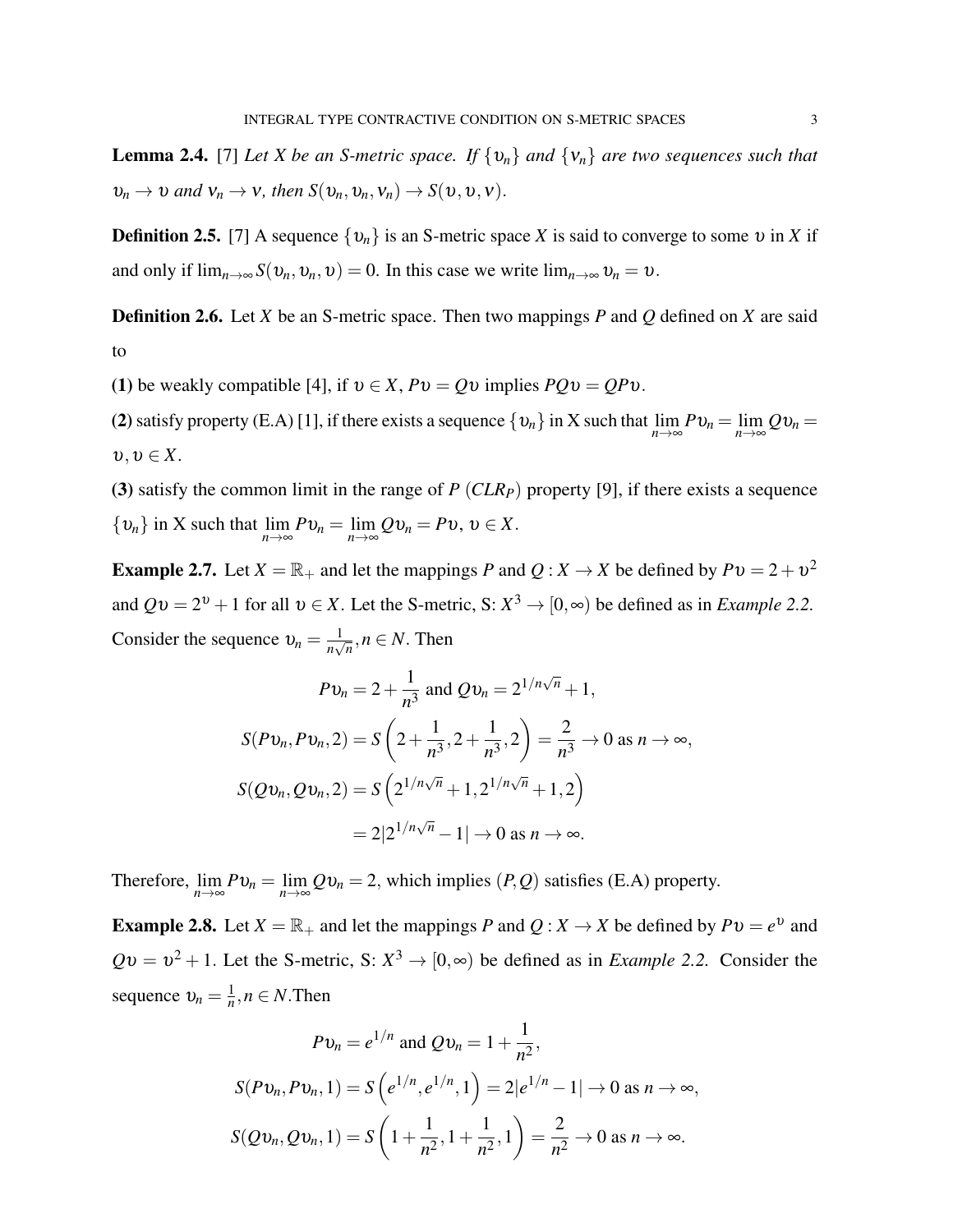**Lemma 2.4.** [7] *Let $X$ be an S-metric space. If $\{\upsilon_n\}$ and $\{\nu_n\}$ are two sequences such that $\upsilon_n \to \upsilon$ and $\nu_n \to \nu$, then $S(\upsilon_n, \upsilon_n, \nu_n) \to S(\upsilon, \upsilon, \nu)$.*

**Definition 2.5.** [7] A sequence $\{\upsilon_n\}$ is an S-metric space $X$ is said to converge to some $\upsilon$ in $X$ if and only if $\lim_{n\to\infty} S(\upsilon_n, \upsilon_n, \upsilon) = 0$. In this case we write $\lim_{n\to\infty} \upsilon_n = \upsilon$.

**Definition 2.6.** Let $X$ be an S-metric space. Then two mappings $P$ and $Q$ defined on $X$ are said to

**(1)** be weakly compatible [4], if $\upsilon \in X$, $P\upsilon = Q\upsilon$ implies $PQ\upsilon = QP\upsilon$.

**(2)** satisfy property (E.A) [1], if there exists a sequence $\{\upsilon_n\}$ in X such that $\lim\limits_{n\to\infty} P\upsilon_n = \lim\limits_{n\to\infty} Q\upsilon_n = \upsilon, \upsilon \in X$.

**(3)** satisfy the common limit in the range of $P$ ($CLR_P$) property [9], if there exists a sequence $\{\upsilon_n\}$ in X such that $\lim\limits_{n\to\infty} P\upsilon_n = \lim\limits_{n\to\infty} Q\upsilon_n = P\upsilon$, $\upsilon \in X$.

**Example 2.7.** Let $X = \mathbb{R}_+$ and let the mappings $P$ and $Q : X \to X$ be defined by $P\upsilon = 2 + \upsilon^2$ and $Q\upsilon = 2^\upsilon + 1$ for all $\upsilon \in X$. Let the S-metric, S: $X^3 \to [0,\infty)$ be defined as in *Example 2.2*. Consider the sequence $\upsilon_n = \frac{1}{n\sqrt{n}}, n \in N$. Then

$$P\upsilon_n = 2 + \frac{1}{n^3} \text{ and } Q\upsilon_n = 2^{1/n\sqrt{n}} + 1,$$

$$S(P\upsilon_n, P\upsilon_n, 2) = S\left(2 + \frac{1}{n^3}, 2 + \frac{1}{n^3}, 2\right) = \frac{2}{n^3} \to 0 \text{ as } n \to \infty,$$

$$S(Q\upsilon_n, Q\upsilon_n, 2) = S\left(2^{1/n\sqrt{n}} + 1, 2^{1/n\sqrt{n}} + 1, 2\right)$$
$$= 2|2^{1/n\sqrt{n}} - 1| \to 0 \text{ as } n \to \infty.$$

Therefore, $\lim\limits_{n\to\infty} P\upsilon_n = \lim\limits_{n\to\infty} Q\upsilon_n = 2$, which implies $(P,Q)$ satisfies (E.A) property.

**Example 2.8.** Let $X = \mathbb{R}_+$ and let the mappings $P$ and $Q : X \to X$ be defined by $P\upsilon = e^\upsilon$ and $Q\upsilon = \upsilon^2 + 1$. Let the S-metric, S: $X^3 \to [0,\infty)$ be defined as in *Example 2.2.* Consider the sequence $\upsilon_n = \frac{1}{n}, n \in N$.Then

$$P\upsilon_n = e^{1/n} \text{ and } Q\upsilon_n = 1 + \frac{1}{n^2},$$

$$S(P\upsilon_n, P\upsilon_n, 1) = S\left(e^{1/n}, e^{1/n}, 1\right) = 2|e^{1/n} - 1| \to 0 \text{ as } n \to \infty,$$

$$S(Q\upsilon_n, Q\upsilon_n, 1) = S\left(1 + \frac{1}{n^2}, 1 + \frac{1}{n^2}, 1\right) = \frac{2}{n^2} \to 0 \text{ as } n \to \infty.$$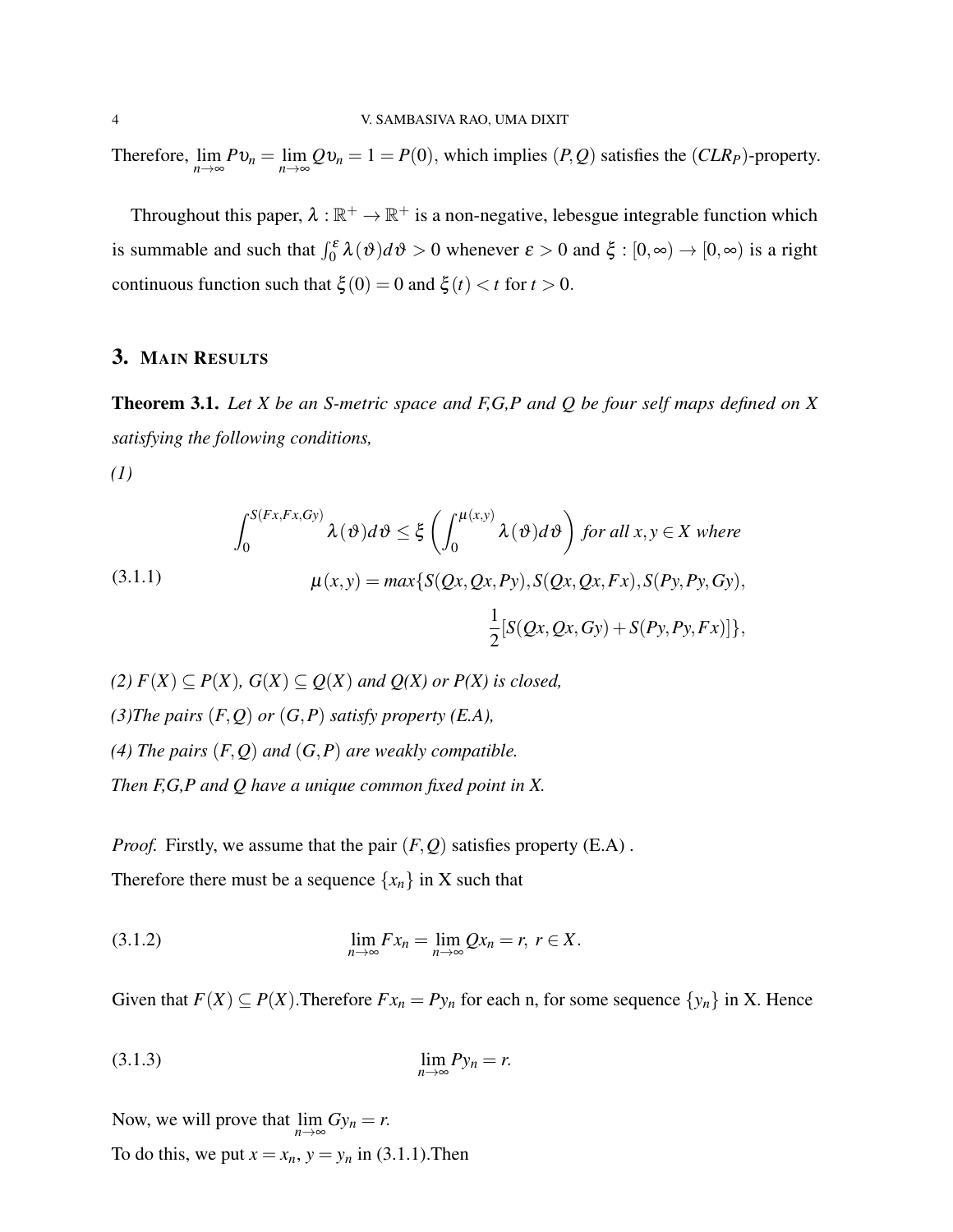Therefore, $\lim_{n\to\infty} P\upsilon_n = \lim_{n\to\infty} Q\upsilon_n = 1 = P(0)$, which implies $(P,Q)$ satisfies the $(CLR_P)$-property.

Throughout this paper, $\lambda : \mathbb{R}^+ \to \mathbb{R}^+$ is a non-negative, lebesgue integrable function which is summable and such that $\int_0^\varepsilon \lambda(\vartheta)d\vartheta > 0$ whenever $\varepsilon > 0$ and $\xi : [0,\infty) \to [0,\infty)$ is a right continuous function such that $\xi(0) = 0$ and $\xi(t) < t$ for $t > 0$.

## 3. Main Results

**Theorem 3.1.** *Let X be an S-metric space and F,G,P and Q be four self maps defined on X satisfying the following conditions,*

*(1)*

$$\int_0^{S(Fx,Fx,Gy)} \lambda(\vartheta)d\vartheta \le \xi\left(\int_0^{\mu(x,y)} \lambda(\vartheta)d\vartheta\right) \text{ for all } x,y \in X \text{ where}$$

$$\mu(x,y) = max\{S(Qx,Qx,Py), S(Qx,Qx,Fx), S(Py,Py,Gy), \frac{1}{2}[S(Qx,Qx,Gy) + S(Py,Py,Fx)]\}, \tag{3.1.1}$$

*(2) $F(X) \subseteq P(X)$, $G(X) \subseteq Q(X)$ and Q(X) or P(X) is closed,*

*(3)The pairs $(F,Q)$ or $(G,P)$ satisfy property (E.A),*

*(4) The pairs $(F,Q)$ and $(G,P)$ are weakly compatible.*

*Then F,G,P and Q have a unique common fixed point in X.*

*Proof.* Firstly, we assume that the pair $(F,Q)$ satisfies property (E.A) .

Therefore there must be a sequence $\{x_n\}$ in X such that

$$\lim_{n\to\infty} Fx_n = \lim_{n\to\infty} Qx_n = r,\ r \in X. \tag{3.1.2}$$

Given that $F(X) \subseteq P(X)$.Therefore $Fx_n = Py_n$ for each n, for some sequence $\{y_n\}$ in X. Hence

$$\lim_{n\to\infty} Py_n = r. \tag{3.1.3}$$

Now, we will prove that $\lim_{n\to\infty} Gy_n = r$.

To do this, we put $x = x_n$, $y = y_n$ in (3.1.1).Then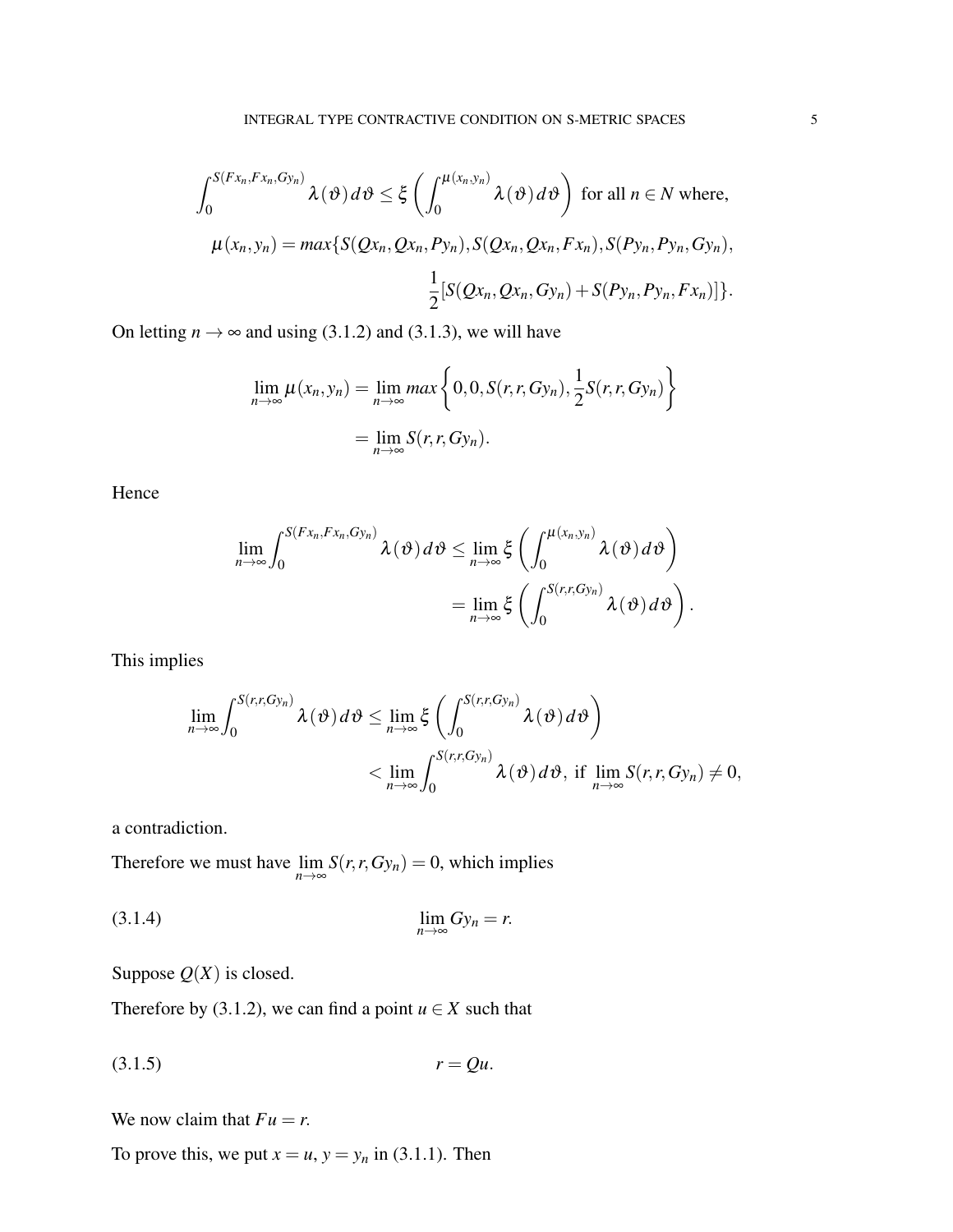$$\int_0^{S(Fx_n,Fx_n,Gy_n)} \lambda(\vartheta)\,d\vartheta \le \xi\left(\int_0^{\mu(x_n,y_n)} \lambda(\vartheta)\,d\vartheta\right) \text{ for all } n \in N \text{ where,}$$

$$\mu(x_n,y_n) = max\{S(Qx_n,Qx_n,Py_n), S(Qx_n,Qx_n,Fx_n), S(Py_n,Py_n,Gy_n),$$
$$\frac{1}{2}[S(Qx_n,Qx_n,Gy_n) + S(Py_n,Py_n,Fx_n)]\}.$$

On letting $n \to \infty$ and using (3.1.2) and (3.1.3), we will have

$$\lim_{n\to\infty} \mu(x_n,y_n) = \lim_{n\to\infty} max\left\{0, 0, S(r,r,Gy_n), \frac{1}{2}S(r,r,Gy_n)\right\}$$
$$= \lim_{n\to\infty} S(r,r,Gy_n).$$

Hence

$$\lim_{n\to\infty}\int_0^{S(Fx_n,Fx_n,Gy_n)} \lambda(\vartheta)\,d\vartheta \le \lim_{n\to\infty}\xi\left(\int_0^{\mu(x_n,y_n)} \lambda(\vartheta)\,d\vartheta\right)$$
$$= \lim_{n\to\infty}\xi\left(\int_0^{S(r,r,Gy_n)} \lambda(\vartheta)\,d\vartheta\right).$$

This implies

$$\lim_{n\to\infty}\int_0^{S(r,r,Gy_n)} \lambda(\vartheta)\,d\vartheta \le \lim_{n\to\infty}\xi\left(\int_0^{S(r,r,Gy_n)} \lambda(\vartheta)\,d\vartheta\right)$$
$$< \lim_{n\to\infty}\int_0^{S(r,r,Gy_n)} \lambda(\vartheta)\,d\vartheta, \text{ if } \lim_{n\to\infty} S(r,r,Gy_n) \neq 0,$$

a contradiction.

Therefore we must have $\lim_{n\to\infty} S(r,r,Gy_n) = 0$, which implies

$$\lim_{n\to\infty} Gy_n = r. \tag{3.1.4}$$

Suppose $Q(X)$ is closed.

Therefore by (3.1.2), we can find a point $u \in X$ such that

$$r = Qu. \tag{3.1.5}$$

We now claim that $Fu = r$.

To prove this, we put $x = u$, $y = y_n$ in (3.1.1). Then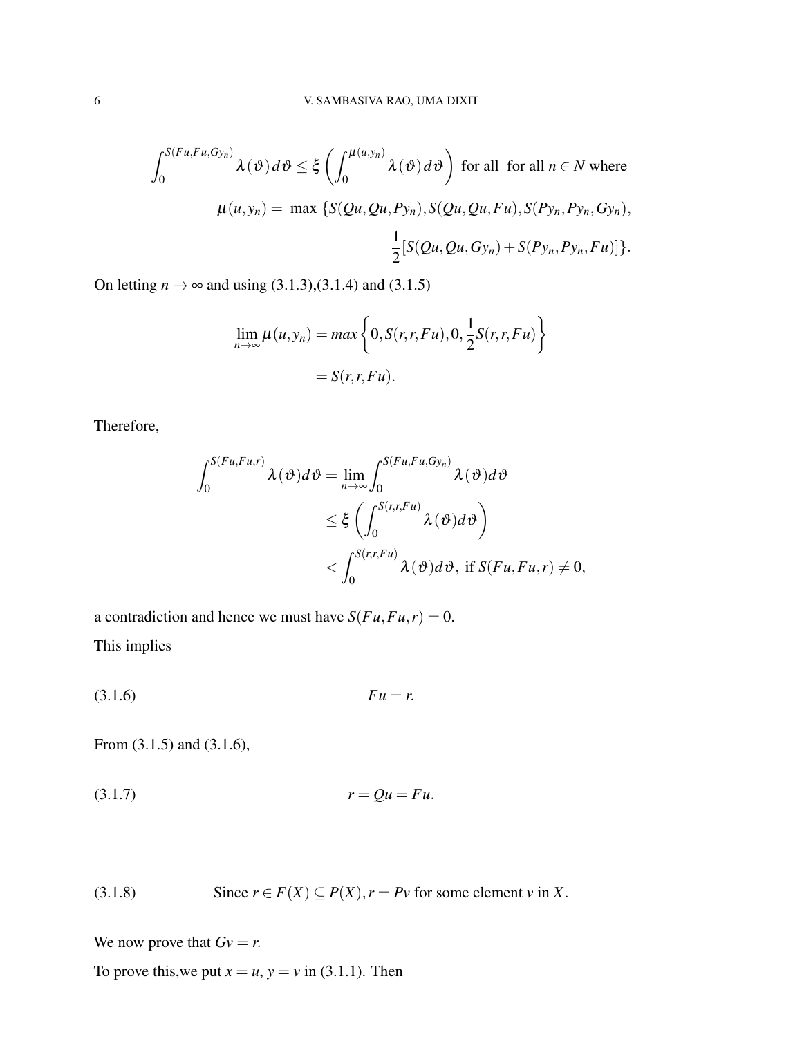$$\int_0^{S(Fu,Fu,Gy_n)} \lambda(\vartheta)\,d\vartheta \leq \xi\left(\int_0^{\mu(u,y_n)} \lambda(\vartheta)\,d\vartheta\right) \text{ for all for all } n \in N \text{ where}$$

$$\mu(u,y_n) = \max\{S(Qu,Qu,Py_n), S(Qu,Qu,Fu), S(Py_n,Py_n,Gy_n),$$
$$\frac{1}{2}[S(Qu,Qu,Gy_n) + S(Py_n,Py_n,Fu)]\}.$$

On letting $n \to \infty$ and using (3.1.3),(3.1.4) and (3.1.5)

$$\lim_{n\to\infty} \mu(u,y_n) = max\left\{0, S(r,r,Fu), 0, \frac{1}{2}S(r,r,Fu)\right\}$$
$$= S(r,r,Fu).$$

Therefore,

$$\int_0^{S(Fu,Fu,r)} \lambda(\vartheta)d\vartheta = \lim_{n\to\infty}\int_0^{S(Fu,Fu,Gy_n)} \lambda(\vartheta)d\vartheta$$
$$\leq \xi\left(\int_0^{S(r,r,Fu)} \lambda(\vartheta)d\vartheta\right)$$
$$< \int_0^{S(r,r,Fu)} \lambda(\vartheta)d\vartheta, \text{ if } S(Fu,Fu,r) \neq 0,$$

a contradiction and hence we must have $S(Fu,Fu,r) = 0$.

This implies

$$Fu = r. \tag{3.1.6}$$

From (3.1.5) and (3.1.6),

$$r = Qu = Fu. \tag{3.1.7}$$

(3.1.8) Since $r \in F(X) \subseteq P(X), r = Pv$ for some element $v$ in $X$.

We now prove that $Gv = r$.

To prove this,we put $x = u$, $y = v$ in (3.1.1). Then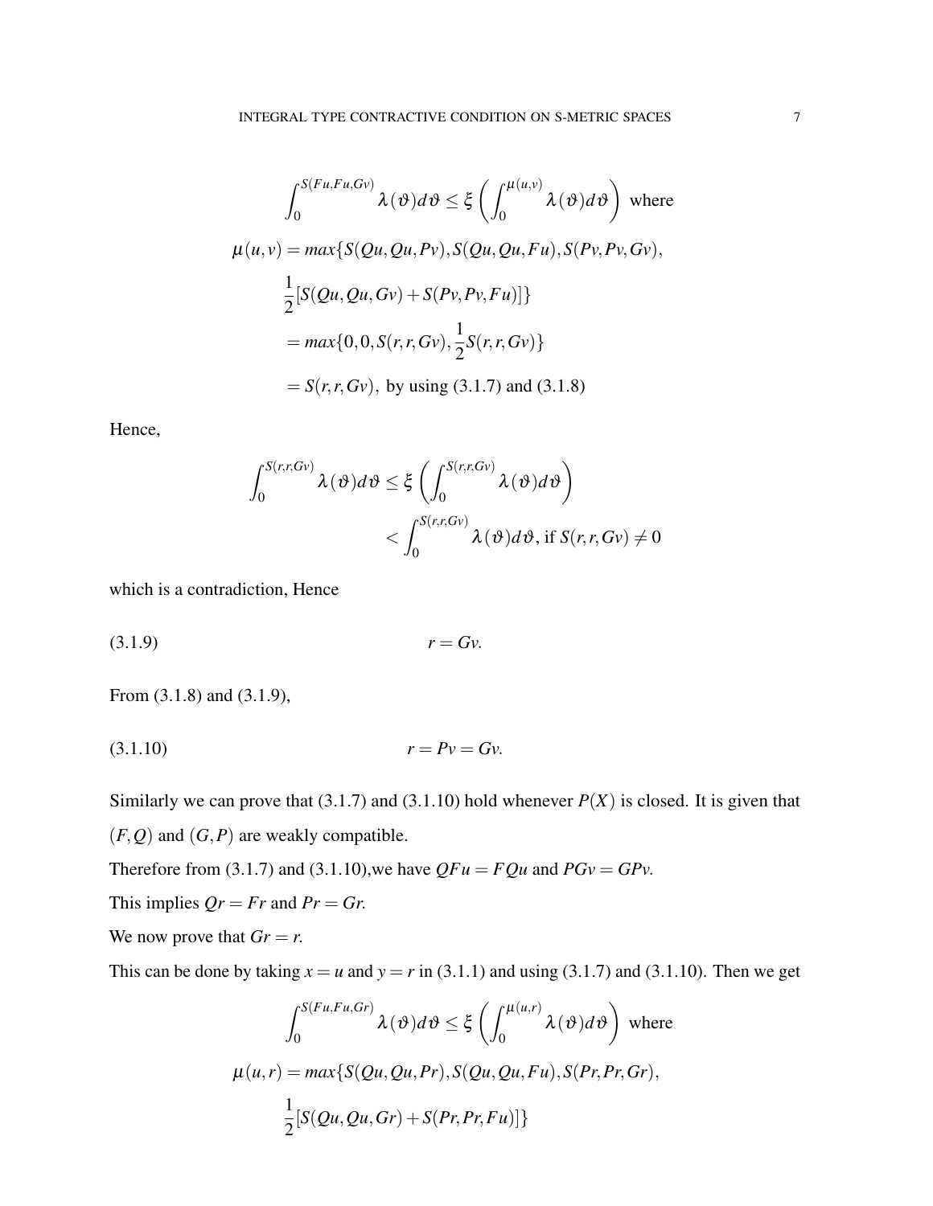$$\int_0^{S(Fu,Fu,Gv)} \lambda(\vartheta)d\vartheta \leq \xi\left(\int_0^{\mu(u,v)} \lambda(\vartheta)d\vartheta\right) \text{ where}$$

$$\begin{aligned}
\mu(u,v) &= max\{S(Qu,Qu,Pv), S(Qu,Qu,Fu), S(Pv,Pv,Gv), \\
&\frac{1}{2}[S(Qu,Qu,Gv)+S(Pv,Pv,Fu)]\} \\
&= max\{0,0,S(r,r,Gv), \frac{1}{2}S(r,r,Gv)\} \\
&= S(r,r,Gv), \text{ by using (3.1.7) and (3.1.8)}
\end{aligned}$$

Hence,

$$\begin{aligned}
\int_0^{S(r,r,Gv)} \lambda(\vartheta)d\vartheta &\leq \xi\left(\int_0^{S(r,r,Gv)} \lambda(\vartheta)d\vartheta\right) \\
&< \int_0^{S(r,r,Gv)} \lambda(\vartheta)d\vartheta, \text{ if } S(r,r,Gv) \neq 0
\end{aligned}$$

which is a contradiction, Hence

$$r = Gv. \tag{3.1.9}$$

From (3.1.8) and (3.1.9),

$$r = Pv = Gv. \tag{3.1.10}$$

Similarly we can prove that (3.1.7) and (3.1.10) hold whenever $P(X)$ is closed. It is given that $(F,Q)$ and $(G,P)$ are weakly compatible.

Therefore from (3.1.7) and (3.1.10),we have $QFu = FQu$ and $PGv = GPv$.

This implies $Qr = Fr$ and $Pr = Gr$.

We now prove that $Gr = r$.

This can be done by taking $x = u$ and $y = r$ in (3.1.1) and using (3.1.7) and (3.1.10). Then we get

$$\int_0^{S(Fu,Fu,Gr)} \lambda(\vartheta)d\vartheta \leq \xi\left(\int_0^{\mu(u,r)} \lambda(\vartheta)d\vartheta\right) \text{ where}$$

$$\begin{aligned}
\mu(u,r) &= max\{S(Qu,Qu,Pr), S(Qu,Qu,Fu), S(Pr,Pr,Gr), \\
&\frac{1}{2}[S(Qu,Qu,Gr)+S(Pr,Pr,Fu)]\}
\end{aligned}$$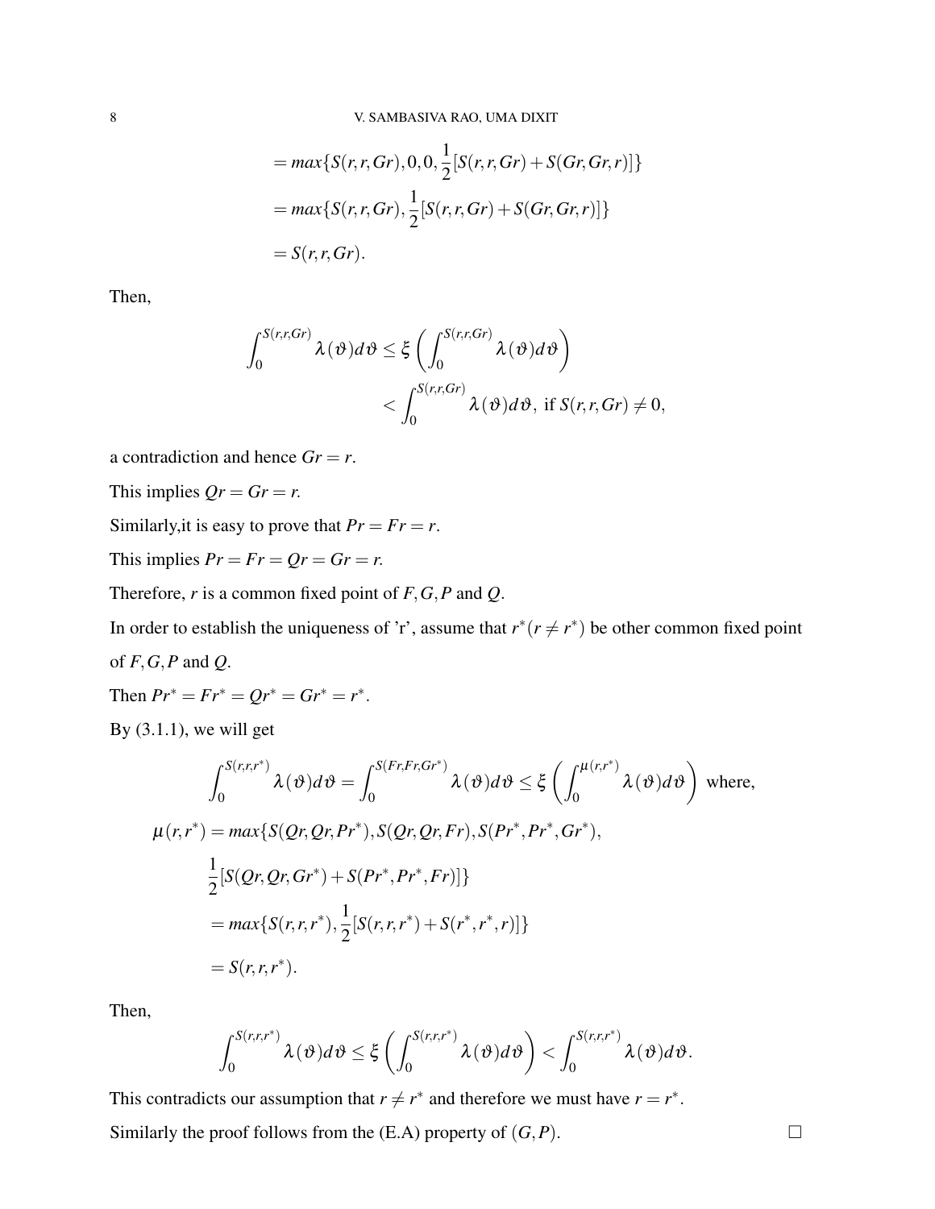$$= max\{S(r,r,Gr),0,0,\frac{1}{2}[S(r,r,Gr)+S(Gr,Gr,r)]\}$$

$$= max\{S(r,r,Gr),\frac{1}{2}[S(r,r,Gr)+S(Gr,Gr,r)]\}$$

$$= S(r,r,Gr).$$

Then,

$$\int_0^{S(r,r,Gr)} \lambda(\vartheta)d\vartheta \leq \xi\left(\int_0^{S(r,r,Gr)} \lambda(\vartheta)d\vartheta\right) < \int_0^{S(r,r,Gr)} \lambda(\vartheta)d\vartheta, \text{ if } S(r,r,Gr) \neq 0,$$

a contradiction and hence $Gr = r$.

This implies $Qr = Gr = r$.

Similarly,it is easy to prove that $Pr = Fr = r$.

This implies $Pr = Fr = Qr = Gr = r$.

Therefore, $r$ is a common fixed point of $F, G, P$ and $Q$.

In order to establish the uniqueness of 'r', assume that $r^*(r \neq r^*)$ be other common fixed point of $F, G, P$ and $Q$.

Then $Pr^* = Fr^* = Qr^* = Gr^* = r^*$.

By (3.1.1), we will get

$$\int_0^{S(r,r,r^*)} \lambda(\vartheta)d\vartheta = \int_0^{S(Fr,Fr,Gr^*)} \lambda(\vartheta)d\vartheta \leq \xi\left(\int_0^{\mu(r,r^*)} \lambda(\vartheta)d\vartheta\right) \text{ where,}$$

$$\mu(r,r^*) = max\{S(Qr,Qr,Pr^*),S(Qr,Qr,Fr),S(Pr^*,Pr^*,Gr^*),$$

$$\frac{1}{2}[S(Qr,Qr,Gr^*)+S(Pr^*,Pr^*,Fr)]\}$$

$$= max\{S(r,r,r^*),\frac{1}{2}[S(r,r,r^*)+S(r^*,r^*,r)]\}$$

$$= S(r,r,r^*).$$

Then,

$$\int_0^{S(r,r,r^*)} \lambda(\vartheta)d\vartheta \leq \xi\left(\int_0^{S(r,r,r^*)} \lambda(\vartheta)d\vartheta\right) < \int_0^{S(r,r,r^*)} \lambda(\vartheta)d\vartheta.$$

This contradicts our assumption that $r \neq r^*$ and therefore we must have $r = r^*$.

Similarly the proof follows from the (E.A) property of $(G,P)$. □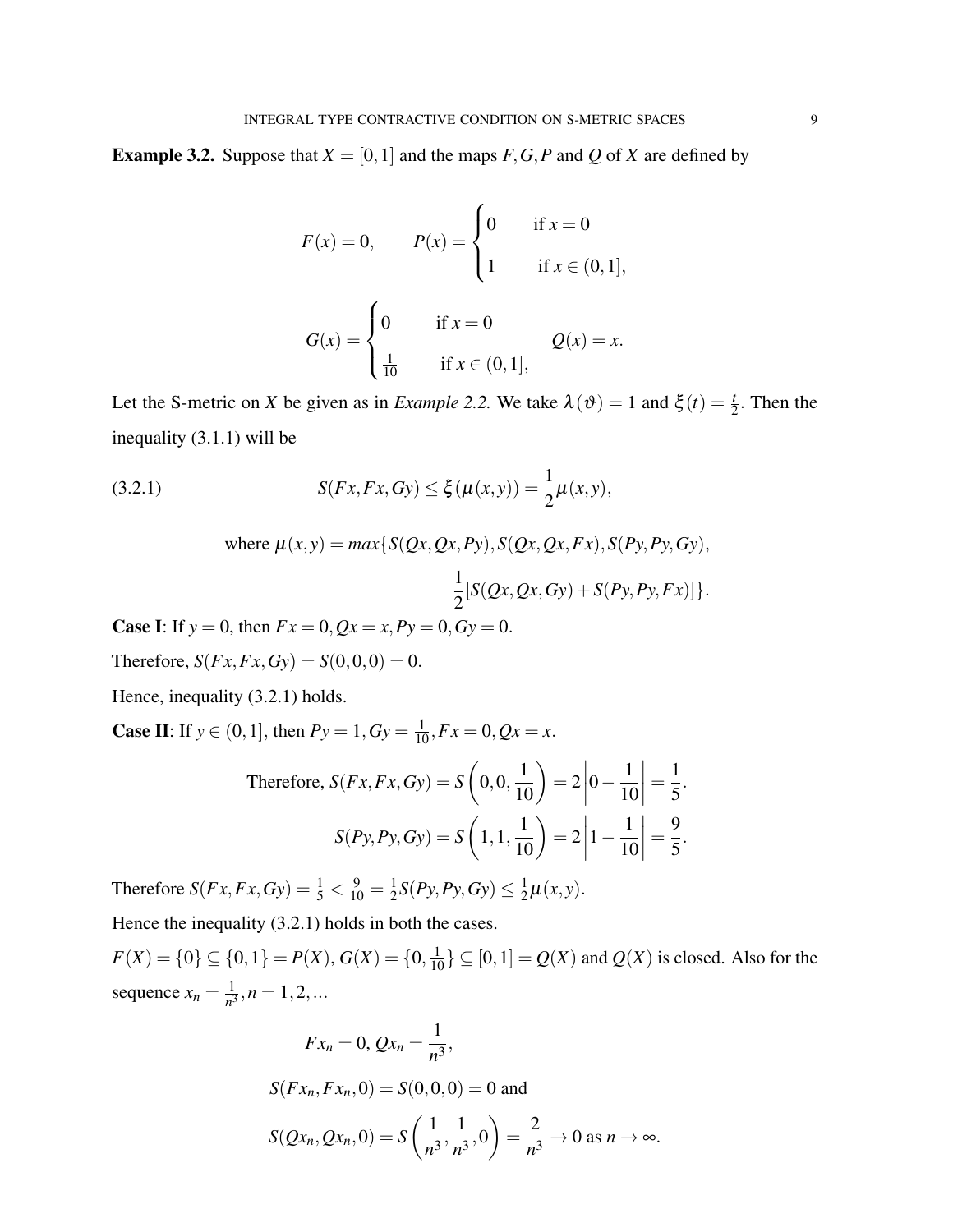**Example 3.2.** Suppose that $X = [0,1]$ and the maps $F, G, P$ and $Q$ of $X$ are defined by

$$F(x) = 0, \qquad P(x) = \begin{cases} 0 & \text{if } x = 0 \\ 1 & \text{if } x \in (0,1], \end{cases}$$

$$G(x) = \begin{cases} 0 & \text{if } x = 0 \\ \frac{1}{10} & \text{if } x \in (0,1], \end{cases} \qquad Q(x) = x.$$

Let the S-metric on $X$ be given as in *Example 2.2*. We take $\lambda(\vartheta) = 1$ and $\xi(t) = \frac{t}{2}$. Then the inequality (3.1.1) will be

$$S(Fx, Fx, Gy) \leq \xi(\mu(x,y)) = \frac{1}{2}\mu(x,y), \tag{3.2.1}$$

$$\text{where } \mu(x,y) = max\{S(Qx,Qx,Py), S(Qx,Qx,Fx), S(Py,Py,Gy), \frac{1}{2}[S(Qx,Qx,Gy) + S(Py,Py,Fx)]\}.$$

**Case I**: If $y = 0$, then $Fx = 0, Qx = x, Py = 0, Gy = 0$.

Therefore, $S(Fx, Fx, Gy) = S(0,0,0) = 0$.

Hence, inequality (3.2.1) holds.

**Case II**: If $y \in (0,1]$, then $Py = 1, Gy = \frac{1}{10}, Fx = 0, Qx = x$.

$$\text{Therefore, } S(Fx, Fx, Gy) = S\left(0, 0, \frac{1}{10}\right) = 2\left|0 - \frac{1}{10}\right| = \frac{1}{5}.$$

$$S(Py, Py, Gy) = S\left(1, 1, \frac{1}{10}\right) = 2\left|1 - \frac{1}{10}\right| = \frac{9}{5}.$$

Therefore $S(Fx, Fx, Gy) = \frac{1}{5} < \frac{9}{10} = \frac{1}{2}S(Py, Py, Gy) \leq \frac{1}{2}\mu(x,y)$.

Hence the inequality (3.2.1) holds in both the cases.

$F(X) = \{0\} \subseteq \{0,1\} = P(X)$, $G(X) = \{0, \frac{1}{10}\} \subseteq [0,1] = Q(X)$ and $Q(X)$ is closed. Also for the sequence $x_n = \frac{1}{n^3}, n = 1, 2, ...$

$$Fx_n = 0,\ Qx_n = \frac{1}{n^3},$$

$$S(Fx_n, Fx_n, 0) = S(0,0,0) = 0 \text{ and}$$

$$S(Qx_n, Qx_n, 0) = S\left(\frac{1}{n^3}, \frac{1}{n^3}, 0\right) = \frac{2}{n^3} \to 0 \text{ as } n \to \infty.$$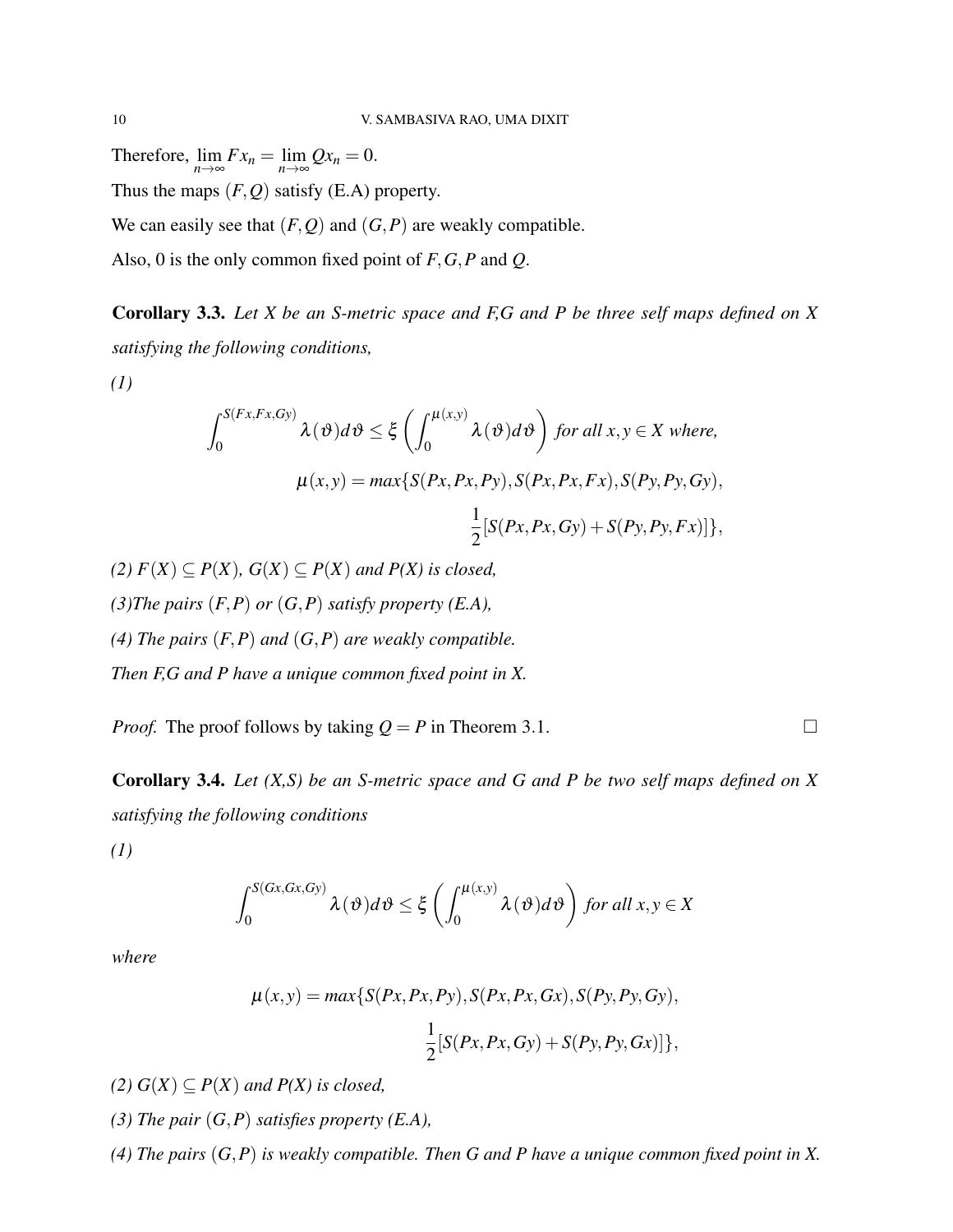Therefore, $\lim_{n\to\infty} Fx_n = \lim_{n\to\infty} Qx_n = 0$.

Thus the maps $(F,Q)$ satisfy (E.A) property.

We can easily see that $(F,Q)$ and $(G,P)$ are weakly compatible.

Also, 0 is the only common fixed point of $F,G,P$ and $Q$.

**Corollary 3.3.** *Let X be an S-metric space and F,G and P be three self maps defined on X satisfying the following conditions,*

*(1)*

$$\int_0^{S(Fx,Fx,Gy)} \lambda(\vartheta)d\vartheta \leq \xi\left(\int_0^{\mu(x,y)} \lambda(\vartheta)d\vartheta\right) \text{ for all } x,y\in X \text{ where,}$$

$$\mu(x,y) = max\{S(Px,Px,Py), S(Px,Px,Fx), S(Py,Py,Gy), \frac{1}{2}[S(Px,Px,Gy)+S(Py,Py,Fx)]\},$$

*(2) $F(X)\subseteq P(X)$, $G(X)\subseteq P(X)$ and P(X) is closed,*

*(3)The pairs $(F,P)$ or $(G,P)$ satisfy property (E.A),*

*(4) The pairs $(F,P)$ and $(G,P)$ are weakly compatible.*

*Then F,G and P have a unique common fixed point in X.*

*Proof.* The proof follows by taking $Q = P$ in Theorem 3.1. □

**Corollary 3.4.** *Let (X,S) be an S-metric space and G and P be two self maps defined on X satisfying the following conditions*

*(1)*

$$\int_0^{S(Gx,Gx,Gy)} \lambda(\vartheta)d\vartheta \leq \xi\left(\int_0^{\mu(x,y)} \lambda(\vartheta)d\vartheta\right) \text{ for all } x,y\in X$$

*where*

$$\mu(x,y) = max\{S(Px,Px,Py), S(Px,Px,Gx), S(Py,Py,Gy), \frac{1}{2}[S(Px,Px,Gy)+S(Py,Py,Gx)]\},$$

*(2) $G(X)\subseteq P(X)$ and P(X) is closed,*

*(3) The pair $(G,P)$ satisfies property (E.A),*

*(4) The pairs $(G,P)$ is weakly compatible. Then G and P have a unique common fixed point in X.*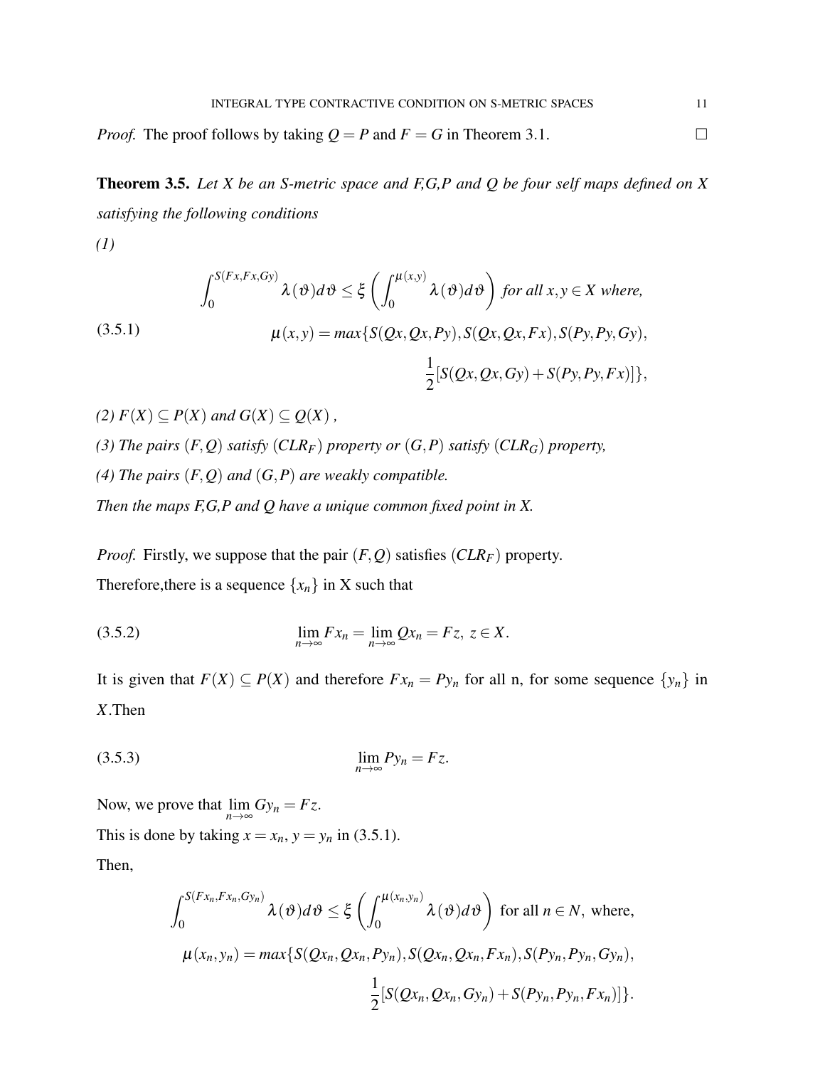*Proof.* The proof follows by taking $Q = P$ and $F = G$ in Theorem 3.1. $\square$

**Theorem 3.5.** *Let X be an S-metric space and F,G,P and Q be four self maps defined on X satisfying the following conditions*

*(1)*

$$\int_0^{S(Fx,Fx,Gy)} \lambda(\vartheta)d\vartheta \leq \xi\left(\int_0^{\mu(x,y)} \lambda(\vartheta)d\vartheta\right) \text{ for all } x,y \in X \text{ where,}$$

$$\mu(x,y) = max\{S(Qx,Qx,Py), S(Qx,Qx,Fx), S(Py,Py,Gy), \frac{1}{2}[S(Qx,Qx,Gy) + S(Py,Py,Fx)]\}, \tag{3.5.1}$$

*(2)* $F(X) \subseteq P(X)$ *and* $G(X) \subseteq Q(X)$ *,*

*(3) The pairs* $(F,Q)$ *satisfy* $(CLR_F)$ *property or* $(G,P)$ *satisfy* $(CLR_G)$ *property,*

*(4) The pairs* $(F,Q)$ *and* $(G,P)$ *are weakly compatible.*

*Then the maps F,G,P and Q have a unique common fixed point in X.*

*Proof.* Firstly, we suppose that the pair $(F,Q)$ satisfies $(CLR_F)$ property.

Therefore,there is a sequence $\{x_n\}$ in X such that

$$\lim_{n\to\infty} Fx_n = \lim_{n\to\infty} Qx_n = Fz,\ z \in X. \tag{3.5.2}$$

It is given that $F(X) \subseteq P(X)$ and therefore $Fx_n = Py_n$ for all n, for some sequence $\{y_n\}$ in $X$.Then

$$\lim_{n\to\infty} Py_n = Fz. \tag{3.5.3}$$

Now, we prove that $\lim_{n\to\infty} Gy_n = Fz$.

This is done by taking $x = x_n$, $y = y_n$ in (3.5.1).

Then,

$$\int_0^{S(Fx_n,Fx_n,Gy_n)} \lambda(\vartheta)d\vartheta \leq \xi\left(\int_0^{\mu(x_n,y_n)} \lambda(\vartheta)d\vartheta\right) \text{ for all } n \in N, \text{ where,}$$

$$\mu(x_n,y_n) = max\{S(Qx_n,Qx_n,Py_n), S(Qx_n,Qx_n,Fx_n), S(Py_n,Py_n,Gy_n), \frac{1}{2}[S(Qx_n,Qx_n,Gy_n) + S(Py_n,Py_n,Fx_n)]\}.$$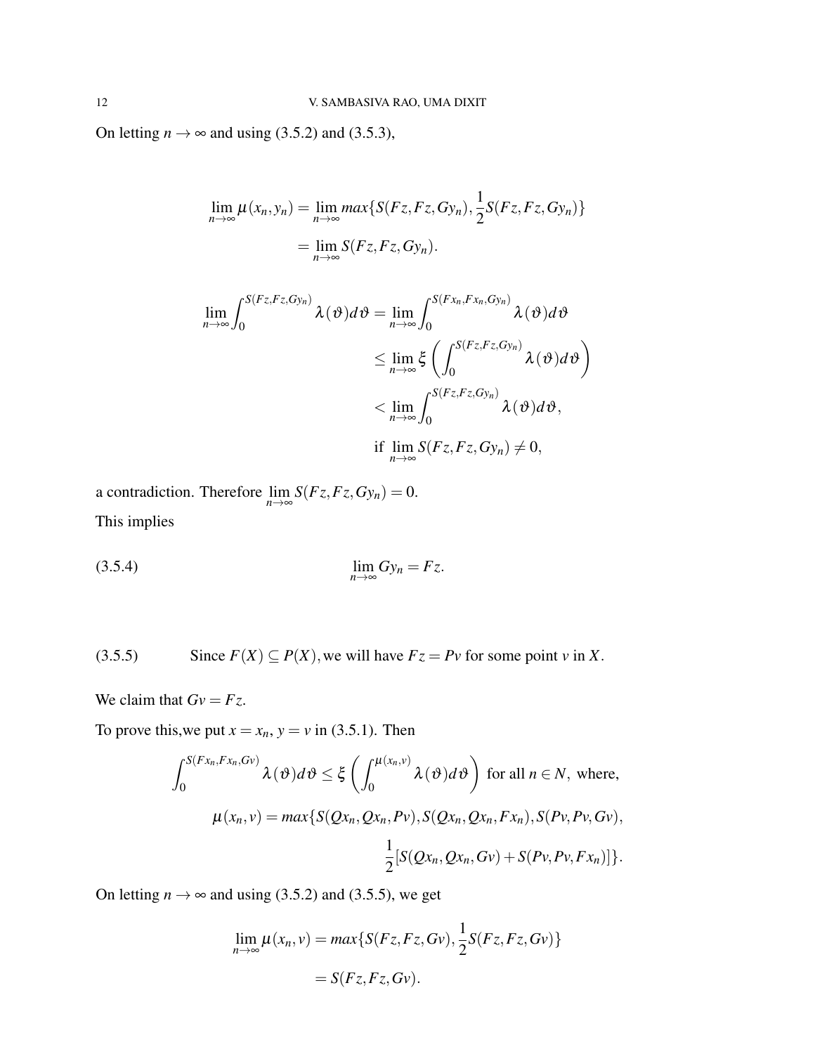On letting $n \to \infty$ and using (3.5.2) and (3.5.3),

$$\lim_{n\to\infty} \mu(x_n, y_n) = \lim_{n\to\infty} max\{S(Fz, Fz, Gy_n), \frac{1}{2}S(Fz, Fz, Gy_n)\}$$
$$= \lim_{n\to\infty} S(Fz, Fz, Gy_n).$$

$$\lim_{n\to\infty} \int_0^{S(Fz,Fz,Gy_n)} \lambda(\vartheta)d\vartheta = \lim_{n\to\infty} \int_0^{S(Fx_n,Fx_n,Gy_n)} \lambda(\vartheta)d\vartheta$$
$$\leq \lim_{n\to\infty} \xi\left(\int_0^{S(Fz,Fz,Gy_n)} \lambda(\vartheta)d\vartheta\right)$$
$$< \lim_{n\to\infty} \int_0^{S(Fz,Fz,Gy_n)} \lambda(\vartheta)d\vartheta,$$
$$\text{if } \lim_{n\to\infty} S(Fz, Fz, Gy_n) \neq 0,$$

a contradiction. Therefore $\lim_{n\to\infty} S(Fz, Fz, Gy_n) = 0$.

This implies

$$\lim_{n\to\infty} Gy_n = Fz. \tag{3.5.4}$$

(3.5.5) Since $F(X) \subseteq P(X)$, we will have $Fz = Pv$ for some point $v$ in $X$.

We claim that $Gv = Fz$.

To prove this,we put $x = x_n$, $y = v$ in (3.5.1). Then

$$\int_0^{S(Fx_n,Fx_n,Gv)} \lambda(\vartheta)d\vartheta \leq \xi\left(\int_0^{\mu(x_n,v)} \lambda(\vartheta)d\vartheta\right) \text{ for all } n \in N, \text{ where,}$$
$$\mu(x_n, v) = max\{S(Qx_n, Qx_n, Pv), S(Qx_n, Qx_n, Fx_n), S(Pv, Pv, Gv),$$
$$\frac{1}{2}[S(Qx_n, Qx_n, Gv) + S(Pv, Pv, Fx_n)]\}.$$

On letting $n \to \infty$ and using (3.5.2) and (3.5.5), we get

$$\lim_{n\to\infty} \mu(x_n, v) = max\{S(Fz, Fz, Gv), \frac{1}{2}S(Fz, Fz, Gv)\}$$
$$= S(Fz, Fz, Gv).$$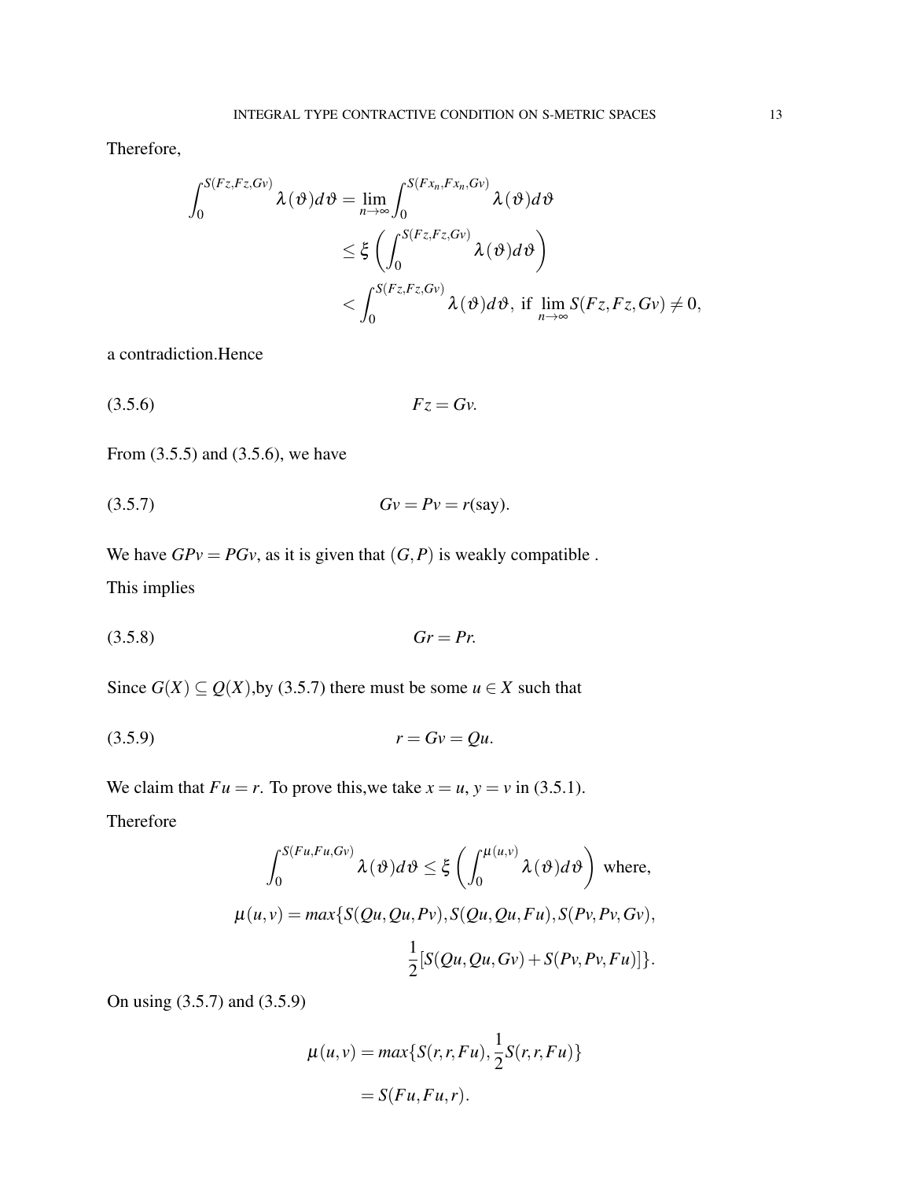Therefore,

$$
\begin{aligned}
\int_0^{S(Fz,Fz,Gv)} \lambda(\vartheta)d\vartheta &= \lim_{n\to\infty}\int_0^{S(Fx_n,Fx_n,Gv)} \lambda(\vartheta)d\vartheta \\
&\leq \xi\left(\int_0^{S(Fz,Fz,Gv)} \lambda(\vartheta)d\vartheta\right) \\
&< \int_0^{S(Fz,Fz,Gv)} \lambda(\vartheta)d\vartheta, \text{ if } \lim_{n\to\infty} S(Fz,Fz,Gv) \neq 0,
\end{aligned}
$$

a contradiction.Hence

$$
Fz = Gv. \tag{3.5.6}
$$

From (3.5.5) and (3.5.6), we have

$$
Gv = Pv = r(\text{say}). \tag{3.5.7}
$$

We have $GPv = PGv$, as it is given that $(G,P)$ is weakly compatible .
This implies

$$
Gr = Pr. \tag{3.5.8}
$$

Since $G(X) \subseteq Q(X)$,by (3.5.7) there must be some $u \in X$ such that

$$
r = Gv = Qu. \tag{3.5.9}
$$

We claim that $Fu = r$. To prove this,we take $x = u$, $y = v$ in (3.5.1).
Therefore

$$
\int_0^{S(Fu,Fu,Gv)} \lambda(\vartheta)d\vartheta \leq \xi\left(\int_0^{\mu(u,v)} \lambda(\vartheta)d\vartheta\right) \text{ where,}
$$

$$
\begin{aligned}
\mu(u,v) = max\{&S(Qu,Qu,Pv), S(Qu,Qu,Fu), S(Pv,Pv,Gv), \\
&\frac{1}{2}[S(Qu,Qu,Gv) + S(Pv,Pv,Fu)]\}.
\end{aligned}
$$

On using (3.5.7) and (3.5.9)

$$
\begin{aligned}
\mu(u,v) &= max\{S(r,r,Fu), \frac{1}{2}S(r,r,Fu)\} \\
&= S(Fu,Fu,r).
\end{aligned}
$$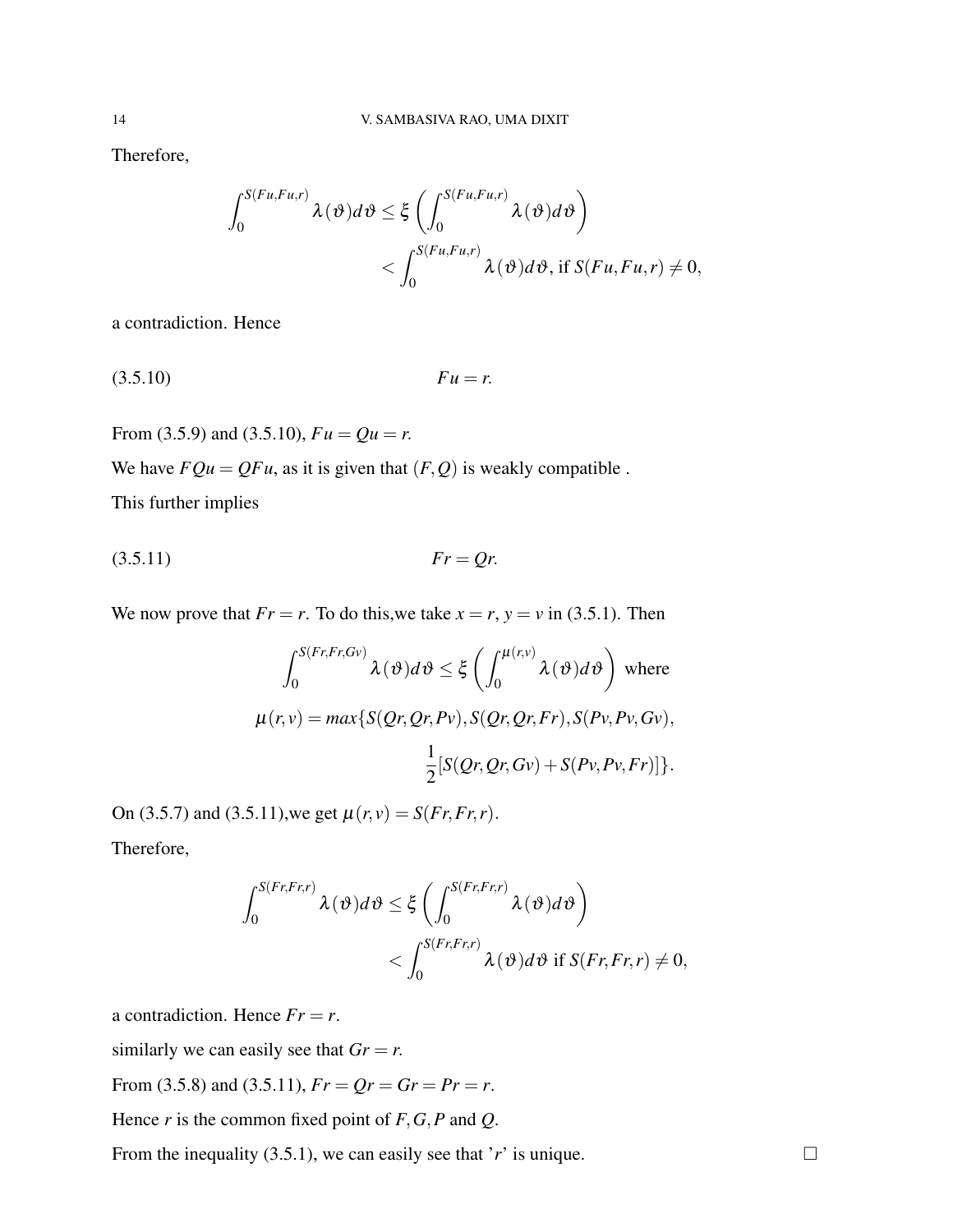Therefore,

$$\int_0^{S(Fu,Fu,r)} \lambda(\vartheta)d\vartheta \leq \xi\left(\int_0^{S(Fu,Fu,r)} \lambda(\vartheta)d\vartheta\right)$$
$$< \int_0^{S(Fu,Fu,r)} \lambda(\vartheta)d\vartheta, \text{ if } S(Fu,Fu,r) \neq 0,$$

a contradiction. Hence

$$Fu = r. \tag{3.5.10}$$

From (3.5.9) and (3.5.10), $Fu = Qu = r$.

We have $FQu = QFu$, as it is given that $(F,Q)$ is weakly compatible .

This further implies

$$Fr = Qr. \tag{3.5.11}$$

We now prove that $Fr = r$. To do this,we take $x = r$, $y = v$ in (3.5.1). Then

$$\int_0^{S(Fr,Fr,Gv)} \lambda(\vartheta)d\vartheta \leq \xi\left(\int_0^{\mu(r,v)} \lambda(\vartheta)d\vartheta\right) \text{ where}$$

$$\mu(r,v) = max\{S(Qr,Qr,Pv), S(Qr,Qr,Fr), S(Pv,Pv,Gv),$$
$$\frac{1}{2}[S(Qr,Qr,Gv) + S(Pv,Pv,Fr)]\}.$$

On (3.5.7) and (3.5.11),we get $\mu(r,v) = S(Fr,Fr,r)$.

Therefore,

$$\int_0^{S(Fr,Fr,r)} \lambda(\vartheta)d\vartheta \leq \xi\left(\int_0^{S(Fr,Fr,r)} \lambda(\vartheta)d\vartheta\right)$$
$$< \int_0^{S(Fr,Fr,r)} \lambda(\vartheta)d\vartheta \text{ if } S(Fr,Fr,r) \neq 0,$$

a contradiction. Hence $Fr = r$.

similarly we can easily see that $Gr = r$.

From (3.5.8) and (3.5.11), $Fr = Qr = Gr = Pr = r$.

Hence $r$ is the common fixed point of $F, G, P$ and $Q$.

From the inequality (3.5.1), we can easily see that '$r$' is unique. □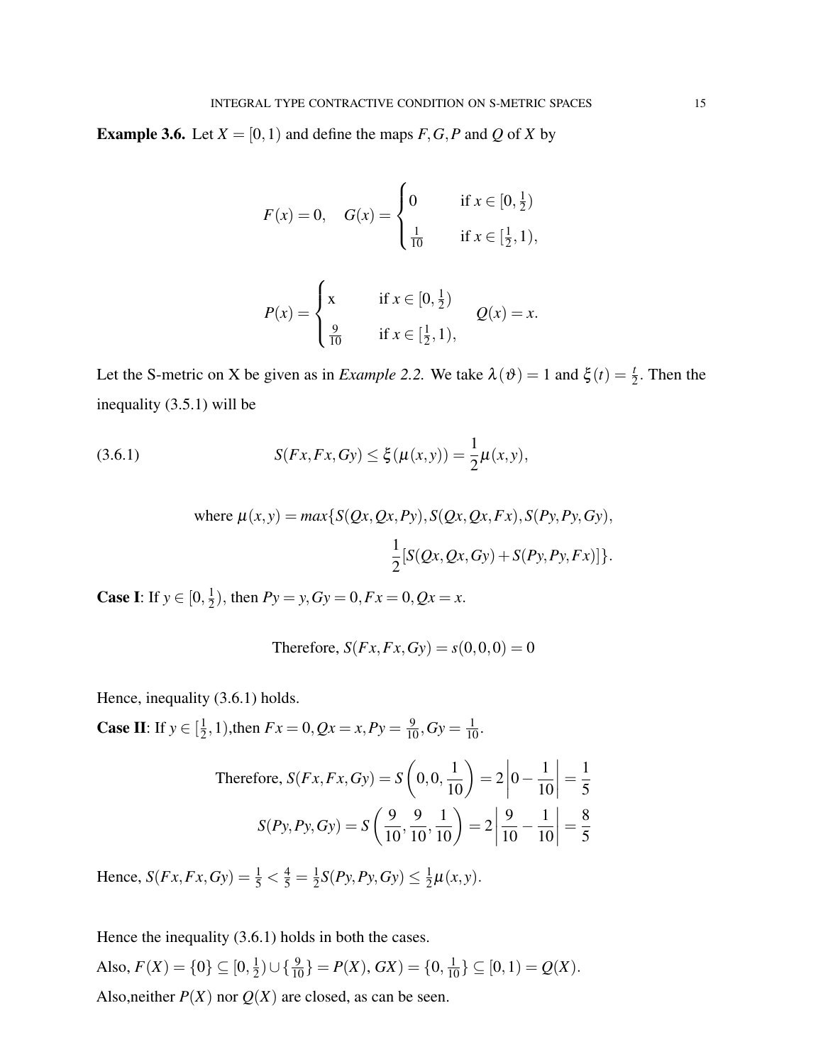**Example 3.6.** Let $X = [0,1)$ and define the maps $F, G, P$ and $Q$ of $X$ by

$$F(x) = 0, \quad G(x) = \begin{cases} 0 & \text{if } x \in [0, \frac{1}{2}) \\ \frac{1}{10} & \text{if } x \in [\frac{1}{2}, 1), \end{cases}$$

$$P(x) = \begin{cases} \text{x} & \text{if } x \in [0, \frac{1}{2}) \\ \frac{9}{10} & \text{if } x \in [\frac{1}{2}, 1), \end{cases} \quad Q(x) = x.$$

Let the S-metric on X be given as in *Example 2.2.* We take $\lambda(\vartheta) = 1$ and $\xi(t) = \frac{t}{2}$. Then the inequality (3.5.1) will be

$$S(Fx, Fx, Gy) \leq \xi(\mu(x,y)) = \frac{1}{2}\mu(x,y), \tag{3.6.1}$$

$$\text{where } \mu(x,y) = max\{S(Qx,Qx,Py), S(Qx,Qx,Fx), S(Py,Py,Gy), \frac{1}{2}[S(Qx,Qx,Gy) + S(Py,Py,Fx)]\}.$$

**Case I**: If $y \in [0, \frac{1}{2})$, then $Py = y, Gy = 0, Fx = 0, Qx = x$.

$$\text{Therefore, } S(Fx, Fx, Gy) = s(0,0,0) = 0$$

Hence, inequality (3.6.1) holds.

**Case II**: If $y \in [\frac{1}{2}, 1)$,then $Fx = 0, Qx = x, Py = \frac{9}{10}, Gy = \frac{1}{10}$.

$$\text{Therefore, } S(Fx, Fx, Gy) = S\left(0, 0, \frac{1}{10}\right) = 2\left|0 - \frac{1}{10}\right| = \frac{1}{5}$$

$$S(Py, Py, Gy) = S\left(\frac{9}{10}, \frac{9}{10}, \frac{1}{10}\right) = 2\left|\frac{9}{10} - \frac{1}{10}\right| = \frac{8}{5}$$

Hence, $S(Fx, Fx, Gy) = \frac{1}{5} < \frac{4}{5} = \frac{1}{2}S(Py, Py, Gy) \leq \frac{1}{2}\mu(x,y)$.

Hence the inequality (3.6.1) holds in both the cases.

Also, $F(X) = \{0\} \subseteq [0, \frac{1}{2}) \cup \{\frac{9}{10}\} = P(X)$, $GX) = \{0, \frac{1}{10}\} \subseteq [0,1) = Q(X)$.

Also,neither $P(X)$ nor $Q(X)$ are closed, as can be seen.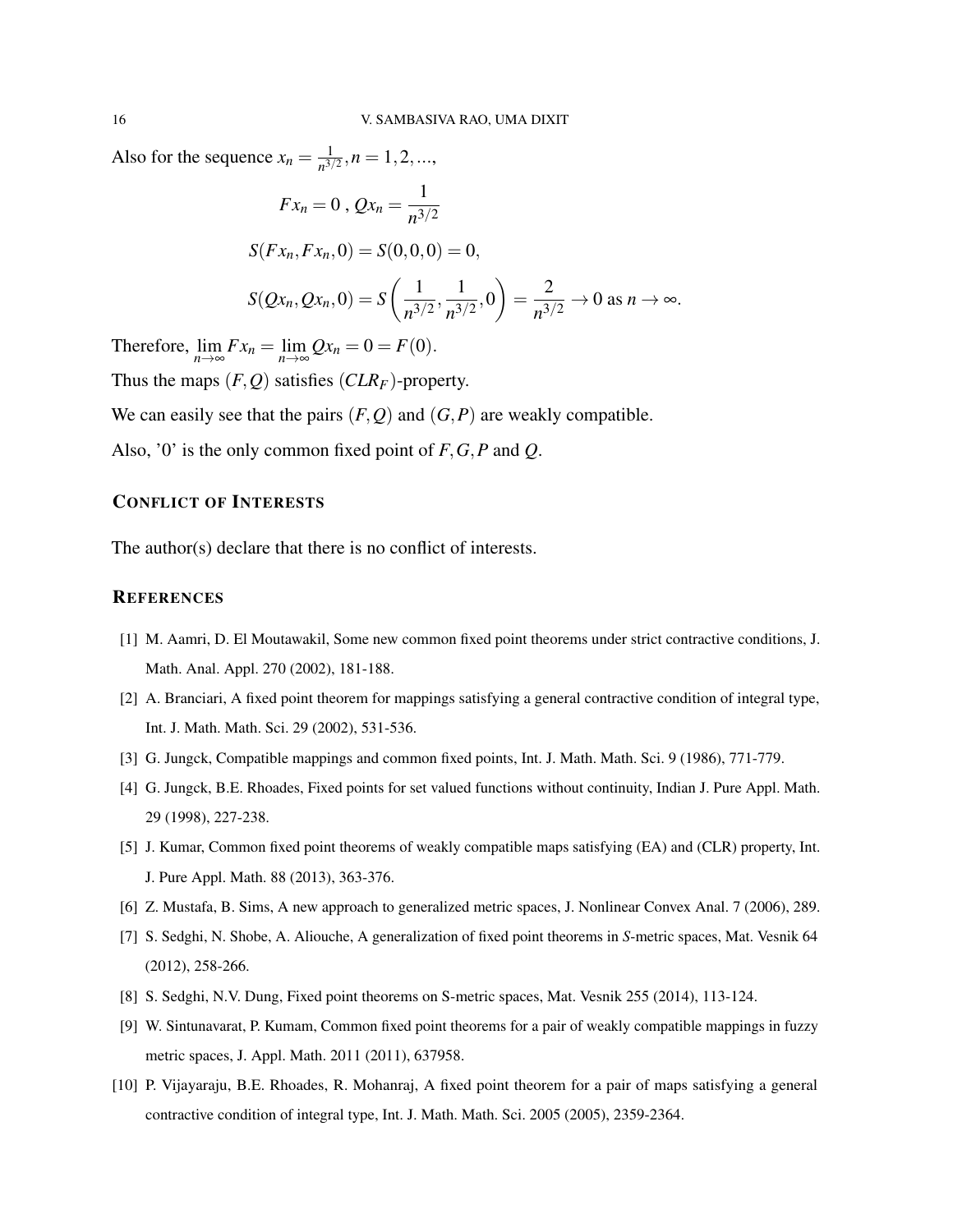Also for the sequence $x_n = \frac{1}{n^{3/2}}, n = 1, 2, ...,$

$$
\begin{aligned}
&Fx_n = 0 \ , \ Qx_n = \frac{1}{n^{3/2}} \\
&S(Fx_n, Fx_n, 0) = S(0,0,0) = 0, \\
&S(Qx_n, Qx_n, 0) = S\left(\frac{1}{n^{3/2}}, \frac{1}{n^{3/2}}, 0\right) = \frac{2}{n^{3/2}} \to 0 \text{ as } n \to \infty.
\end{aligned}
$$

Therefore, $\lim_{n\to\infty} Fx_n = \lim_{n\to\infty} Qx_n = 0 = F(0)$.

Thus the maps $(F,Q)$ satisfies $(CLR_F)$-property.

We can easily see that the pairs $(F,Q)$ and $(G,P)$ are weakly compatible.

Also, '0' is the only common fixed point of $F, G, P$ and $Q$.

## Conflict of Interests

The author(s) declare that there is no conflict of interests.

## References

[1] M. Aamri, D. El Moutawakil, Some new common fixed point theorems under strict contractive conditions, J. Math. Anal. Appl. 270 (2002), 181-188.

[2] A. Branciari, A fixed point theorem for mappings satisfying a general contractive condition of integral type, Int. J. Math. Math. Sci. 29 (2002), 531-536.

[3] G. Jungck, Compatible mappings and common fixed points, Int. J. Math. Math. Sci. 9 (1986), 771-779.

[4] G. Jungck, B.E. Rhoades, Fixed points for set valued functions without continuity, Indian J. Pure Appl. Math. 29 (1998), 227-238.

[5] J. Kumar, Common fixed point theorems of weakly compatible maps satisfying (EA) and (CLR) property, Int. J. Pure Appl. Math. 88 (2013), 363-376.

[6] Z. Mustafa, B. Sims, A new approach to generalized metric spaces, J. Nonlinear Convex Anal. 7 (2006), 289.

[7] S. Sedghi, N. Shobe, A. Aliouche, A generalization of fixed point theorems in *S*-metric spaces, Mat. Vesnik 64 (2012), 258-266.

[8] S. Sedghi, N.V. Dung, Fixed point theorems on S-metric spaces, Mat. Vesnik 255 (2014), 113-124.

[9] W. Sintunavarat, P. Kumam, Common fixed point theorems for a pair of weakly compatible mappings in fuzzy metric spaces, J. Appl. Math. 2011 (2011), 637958.

[10] P. Vijayaraju, B.E. Rhoades, R. Mohanraj, A fixed point theorem for a pair of maps satisfying a general contractive condition of integral type, Int. J. Math. Math. Sci. 2005 (2005), 2359-2364.